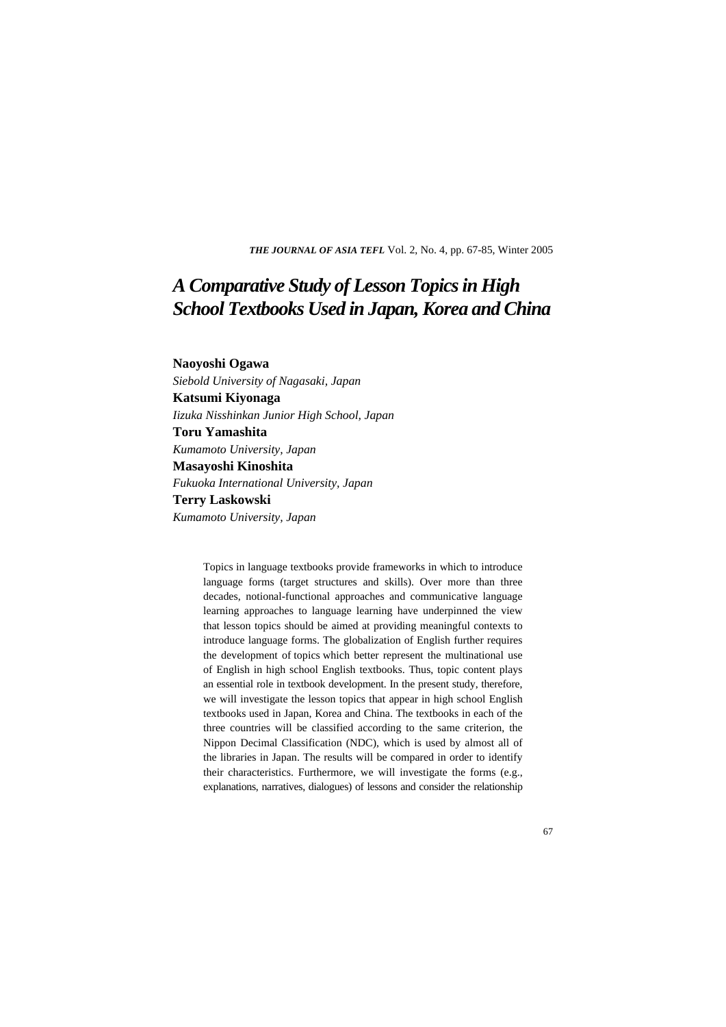# A Comparative Study of Lesson Topics in High School Textbooks Used in Japan, Korea and China

**Naoyoshi Ogawa**
*Siebold University of Nagasaki, Japan*

**Katsumi Kiyonaga**
*Iizuka Nisshinkan Junior High School, Japan*

**Toru Yamashita**
*Kumamoto University, Japan*

**Masayoshi Kinoshita**
*Fukuoka International University, Japan*

**Terry Laskowski**
*Kumamoto University, Japan*

Topics in language textbooks provide frameworks in which to introduce language forms (target structures and skills). Over more than three decades, notional-functional approaches and communicative language learning approaches to language learning have underpinned the view that lesson topics should be aimed at providing meaningful contexts to introduce language forms. The globalization of English further requires the development of topics which better represent the multinational use of English in high school English textbooks. Thus, topic content plays an essential role in textbook development. In the present study, therefore, we will investigate the lesson topics that appear in high school English textbooks used in Japan, Korea and China. The textbooks in each of the three countries will be classified according to the same criterion, the Nippon Decimal Classification (NDC), which is used by almost all of the libraries in Japan. The results will be compared in order to identify their characteristics. Furthermore, we will investigate the forms (e.g., explanations, narratives, dialogues) of lessons and consider the relationship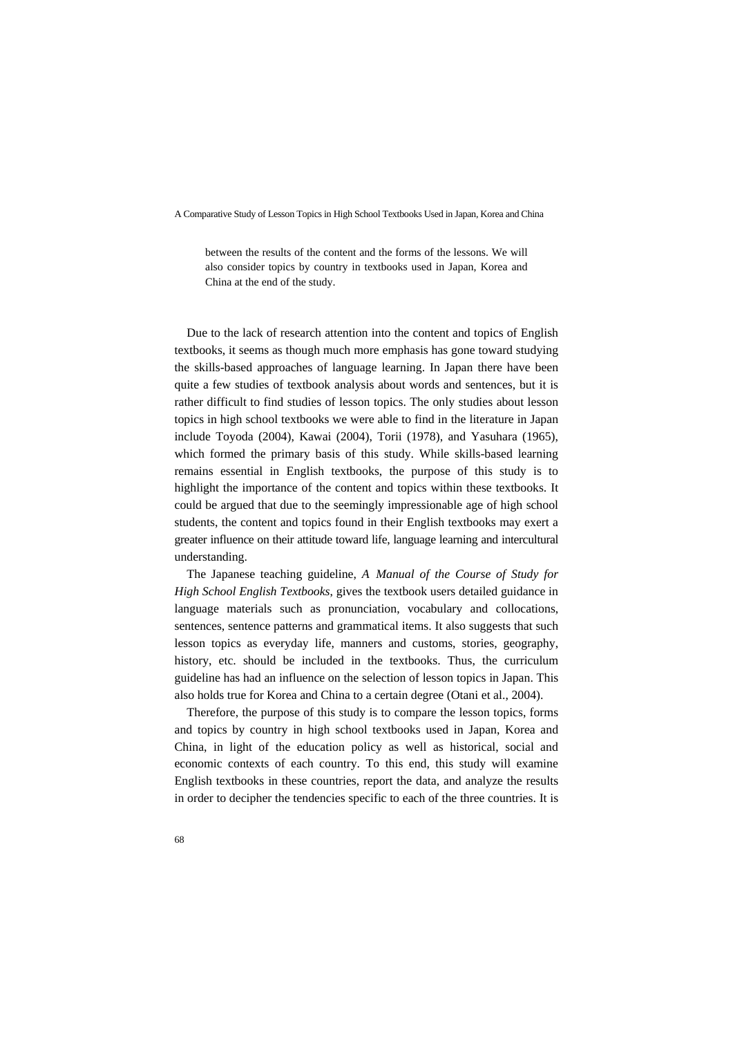between the results of the content and the forms of the lessons. We will also consider topics by country in textbooks used in Japan, Korea and China at the end of the study.

Due to the lack of research attention into the content and topics of English textbooks, it seems as though much more emphasis has gone toward studying the skills-based approaches of language learning. In Japan there have been quite a few studies of textbook analysis about words and sentences, but it is rather difficult to find studies of lesson topics. The only studies about lesson topics in high school textbooks we were able to find in the literature in Japan include Toyoda (2004), Kawai (2004), Torii (1978), and Yasuhara (1965), which formed the primary basis of this study. While skills-based learning remains essential in English textbooks, the purpose of this study is to highlight the importance of the content and topics within these textbooks. It could be argued that due to the seemingly impressionable age of high school students, the content and topics found in their English textbooks may exert a greater influence on their attitude toward life, language learning and intercultural understanding.

The Japanese teaching guideline, *A Manual of the Course of Study for High School English Textbooks*, gives the textbook users detailed guidance in language materials such as pronunciation, vocabulary and collocations, sentences, sentence patterns and grammatical items. It also suggests that such lesson topics as everyday life, manners and customs, stories, geography, history, etc. should be included in the textbooks. Thus, the curriculum guideline has had an influence on the selection of lesson topics in Japan. This also holds true for Korea and China to a certain degree (Otani et al., 2004).

Therefore, the purpose of this study is to compare the lesson topics, forms and topics by country in high school textbooks used in Japan, Korea and China, in light of the education policy as well as historical, social and economic contexts of each country. To this end, this study will examine English textbooks in these countries, report the data, and analyze the results in order to decipher the tendencies specific to each of the three countries. It is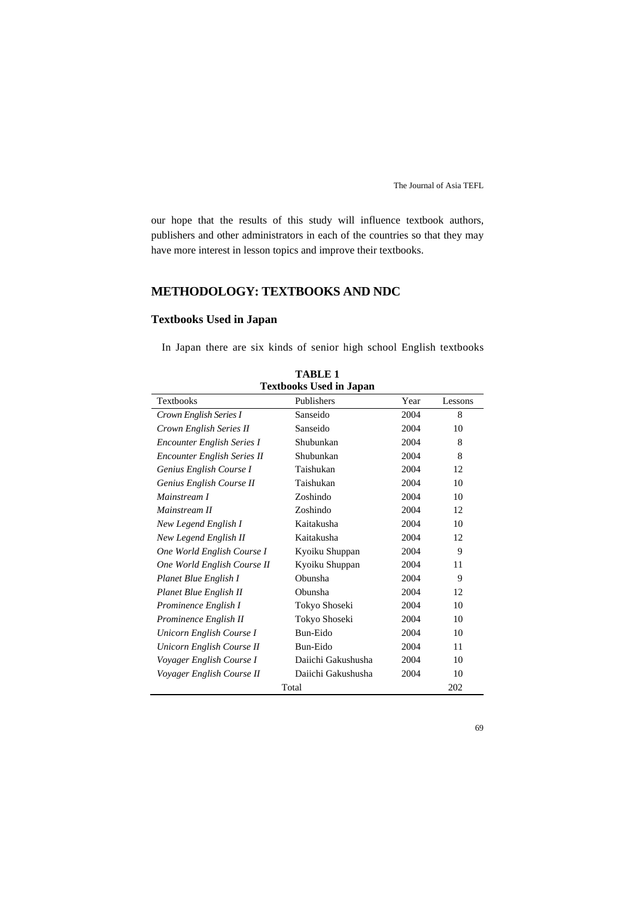our hope that the results of this study will influence textbook authors, publishers and other administrators in each of the countries so that they may have more interest in lesson topics and improve their textbooks.

## METHODOLOGY: TEXTBOOKS AND NDC

### Textbooks Used in Japan

In Japan there are six kinds of senior high school English textbooks

**TABLE 1**
**Textbooks Used in Japan**

| Textbooks | Publishers | Year | Lessons |
|---|---|---|---|
| *Crown English Series I* | Sanseido | 2004 | 8 |
| *Crown English Series II* | Sanseido | 2004 | 10 |
| *Encounter English Series I* | Shubunkan | 2004 | 8 |
| *Encounter English Series II* | Shubunkan | 2004 | 8 |
| *Genius English Course I* | Taishukan | 2004 | 12 |
| *Genius English Course II* | Taishukan | 2004 | 10 |
| *Mainstream I* | Zoshindo | 2004 | 10 |
| *Mainstream II* | Zoshindo | 2004 | 12 |
| *New Legend English I* | Kaitakusha | 2004 | 10 |
| *New Legend English II* | Kaitakusha | 2004 | 12 |
| *One World English Course I* | Kyoiku Shuppan | 2004 | 9 |
| *One World English Course II* | Kyoiku Shuppan | 2004 | 11 |
| *Planet Blue English I* | Obunsha | 2004 | 9 |
| *Planet Blue English II* | Obunsha | 2004 | 12 |
| *Prominence English I* | Tokyo Shoseki | 2004 | 10 |
| *Prominence English II* | Tokyo Shoseki | 2004 | 10 |
| *Unicorn English Course I* | Bun-Eido | 2004 | 10 |
| *Unicorn English Course II* | Bun-Eido | 2004 | 11 |
| *Voyager English Course I* | Daiichi Gakushusha | 2004 | 10 |
| *Voyager English Course II* | Daiichi Gakushusha | 2004 | 10 |
| | Total | | 202 |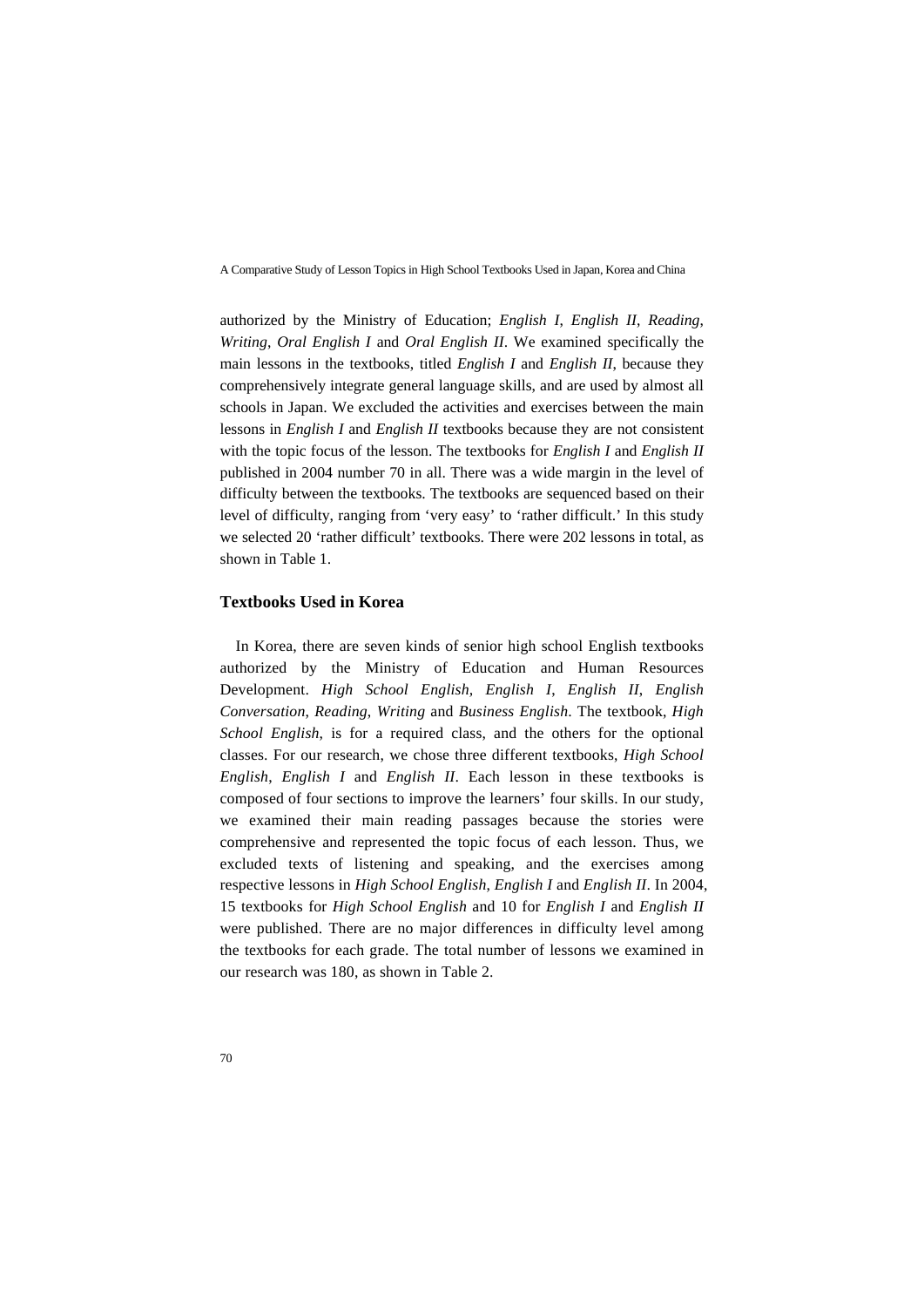authorized by the Ministry of Education; *English I*, *English II*, *Reading*, *Writing*, *Oral English I* and *Oral English II*. We examined specifically the main lessons in the textbooks, titled *English I* and *English II*, because they comprehensively integrate general language skills, and are used by almost all schools in Japan. We excluded the activities and exercises between the main lessons in *English I* and *English II* textbooks because they are not consistent with the topic focus of the lesson. The textbooks for *English I* and *English II* published in 2004 number 70 in all. There was a wide margin in the level of difficulty between the textbooks. The textbooks are sequenced based on their level of difficulty, ranging from 'very easy' to 'rather difficult.' In this study we selected 20 'rather difficult' textbooks. There were 202 lessons in total, as shown in Table 1.

### Textbooks Used in Korea

In Korea, there are seven kinds of senior high school English textbooks authorized by the Ministry of Education and Human Resources Development. *High School English*, *English I*, *English II*, *English Conversation*, *Reading*, *Writing* and *Business English*. The textbook, *High School English*, is for a required class, and the others for the optional classes. For our research, we chose three different textbooks, *High School English*, *English I* and *English II*. Each lesson in these textbooks is composed of four sections to improve the learners' four skills. In our study, we examined their main reading passages because the stories were comprehensive and represented the topic focus of each lesson. Thus, we excluded texts of listening and speaking, and the exercises among respective lessons in *High School English*, *English I* and *English II*. In 2004, 15 textbooks for *High School English* and 10 for *English I* and *English II* were published. There are no major differences in difficulty level among the textbooks for each grade. The total number of lessons we examined in our research was 180, as shown in Table 2.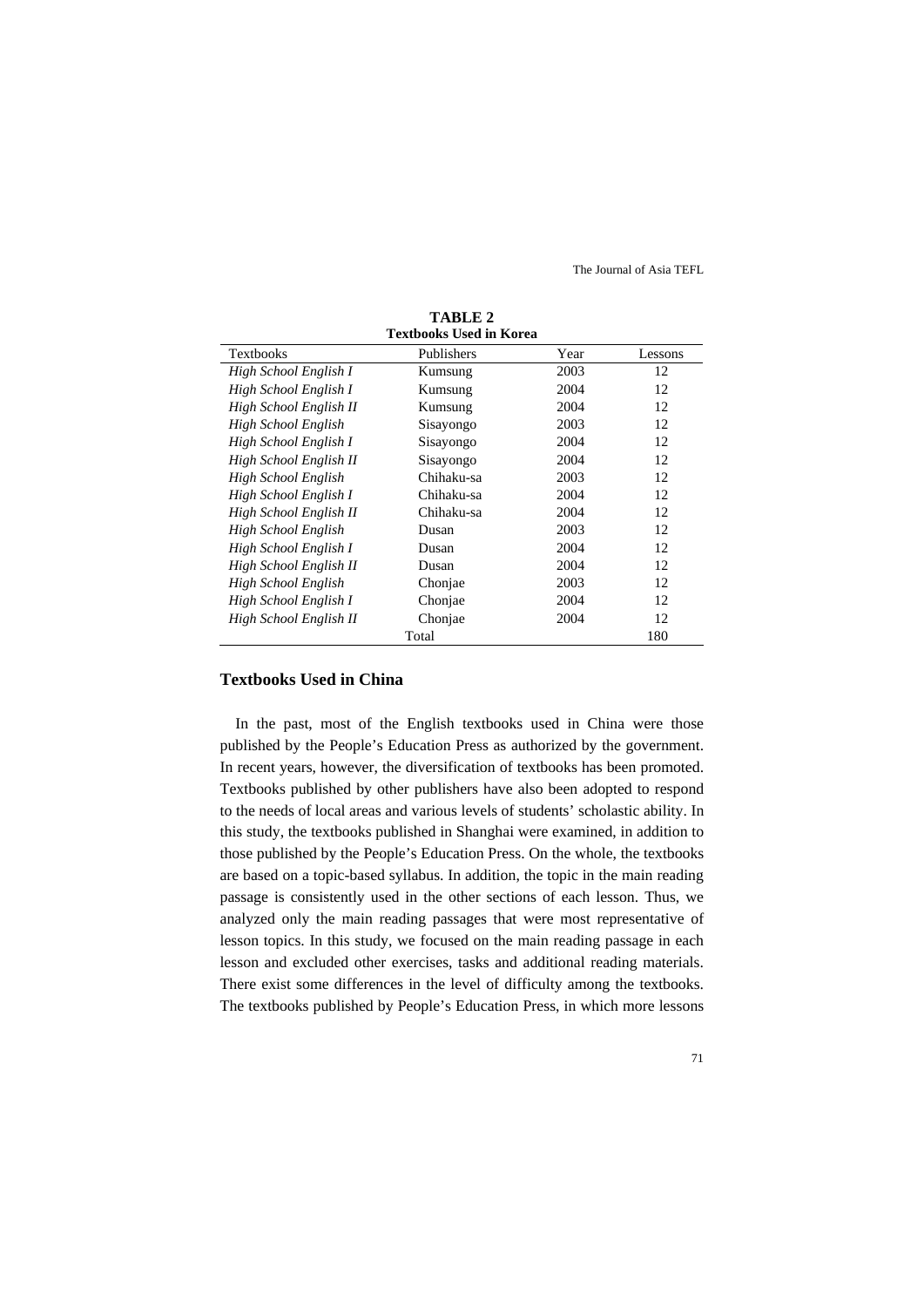**TABLE 2**
**Textbooks Used in Korea**

| Textbooks | Publishers | Year | Lessons |
|---|---|---|---|
| *High School English I* | Kumsung | 2003 | 12 |
| *High School English I* | Kumsung | 2004 | 12 |
| *High School English II* | Kumsung | 2004 | 12 |
| *High School English* | Sisayongo | 2003 | 12 |
| *High School English I* | Sisayongo | 2004 | 12 |
| *High School English II* | Sisayongo | 2004 | 12 |
| *High School English* | Chihaku-sa | 2003 | 12 |
| *High School English I* | Chihaku-sa | 2004 | 12 |
| *High School English II* | Chihaku-sa | 2004 | 12 |
| *High School English* | Dusan | 2003 | 12 |
| *High School English I* | Dusan | 2004 | 12 |
| *High School English II* | Dusan | 2004 | 12 |
| *High School English* | Chonjae | 2003 | 12 |
| *High School English I* | Chonjae | 2004 | 12 |
| *High School English II* | Chonjae | 2004 | 12 |
| | Total | | 180 |

## Textbooks Used in China

In the past, most of the English textbooks used in China were those published by the People's Education Press as authorized by the government. In recent years, however, the diversification of textbooks has been promoted. Textbooks published by other publishers have also been adopted to respond to the needs of local areas and various levels of students' scholastic ability. In this study, the textbooks published in Shanghai were examined, in addition to those published by the People's Education Press. On the whole, the textbooks are based on a topic-based syllabus. In addition, the topic in the main reading passage is consistently used in the other sections of each lesson. Thus, we analyzed only the main reading passages that were most representative of lesson topics. In this study, we focused on the main reading passage in each lesson and excluded other exercises, tasks and additional reading materials. There exist some differences in the level of difficulty among the textbooks. The textbooks published by People's Education Press, in which more lessons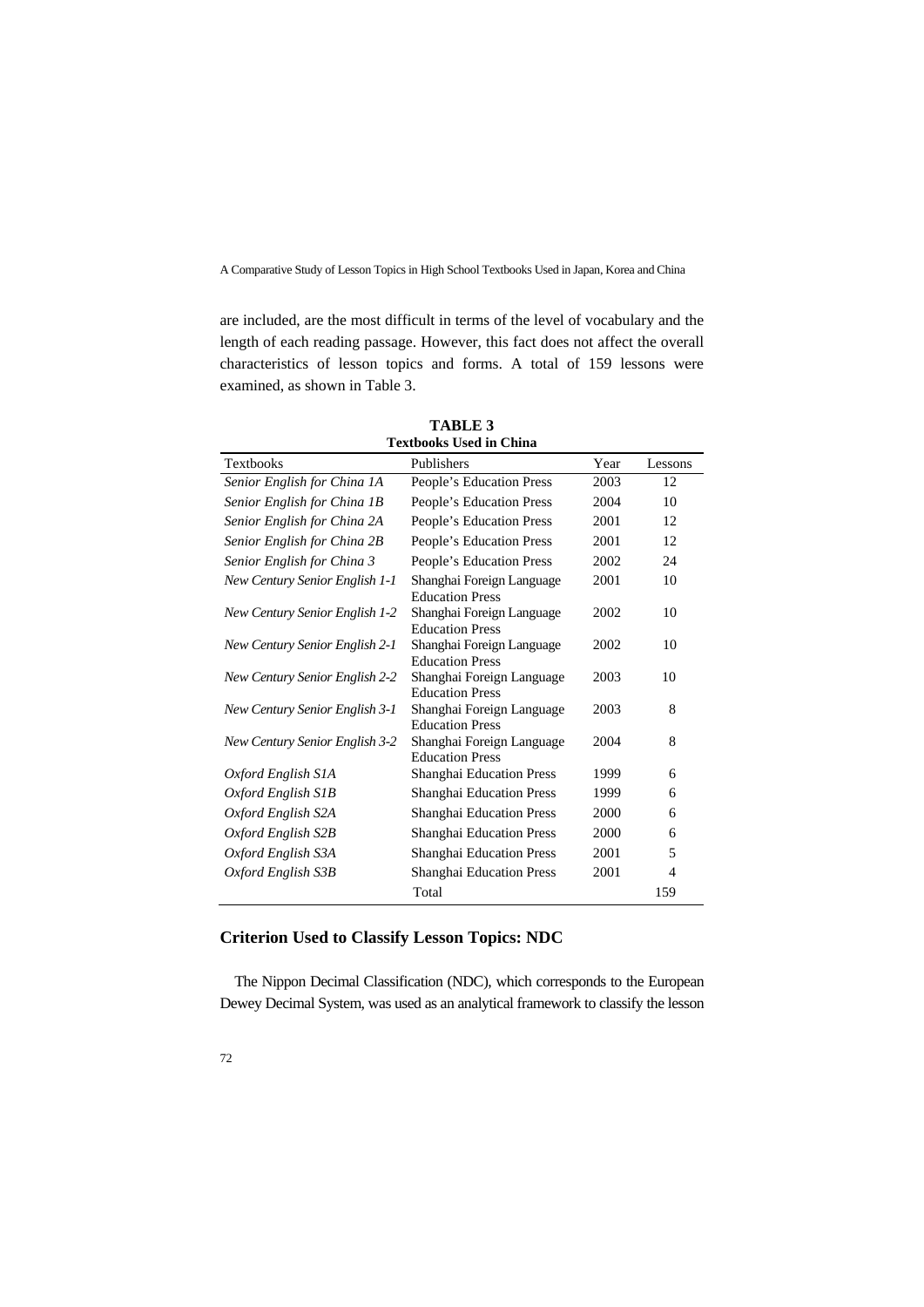are included, are the most difficult in terms of the level of vocabulary and the length of each reading passage. However, this fact does not affect the overall characteristics of lesson topics and forms. A total of 159 lessons were examined, as shown in Table 3.

**TABLE 3**
**Textbooks Used in China**

| Textbooks | Publishers | Year | Lessons |
|---|---|---|---|
| *Senior English for China 1A* | People's Education Press | 2003 | 12 |
| *Senior English for China 1B* | People's Education Press | 2004 | 10 |
| *Senior English for China 2A* | People's Education Press | 2001 | 12 |
| *Senior English for China 2B* | People's Education Press | 2001 | 12 |
| *Senior English for China 3* | People's Education Press | 2002 | 24 |
| *New Century Senior English 1-1* | Shanghai Foreign Language Education Press | 2001 | 10 |
| *New Century Senior English 1-2* | Shanghai Foreign Language Education Press | 2002 | 10 |
| *New Century Senior English 2-1* | Shanghai Foreign Language Education Press | 2002 | 10 |
| *New Century Senior English 2-2* | Shanghai Foreign Language Education Press | 2003 | 10 |
| *New Century Senior English 3-1* | Shanghai Foreign Language Education Press | 2003 | 8 |
| *New Century Senior English 3-2* | Shanghai Foreign Language Education Press | 2004 | 8 |
| *Oxford English S1A* | Shanghai Education Press | 1999 | 6 |
| *Oxford English S1B* | Shanghai Education Press | 1999 | 6 |
| *Oxford English S2A* | Shanghai Education Press | 2000 | 6 |
| *Oxford English S2B* | Shanghai Education Press | 2000 | 6 |
| *Oxford English S3A* | Shanghai Education Press | 2001 | 5 |
| *Oxford English S3B* | Shanghai Education Press | 2001 | 4 |
| | Total | | 159 |

## Criterion Used to Classify Lesson Topics: NDC

The Nippon Decimal Classification (NDC), which corresponds to the European Dewey Decimal System, was used as an analytical framework to classify the lesson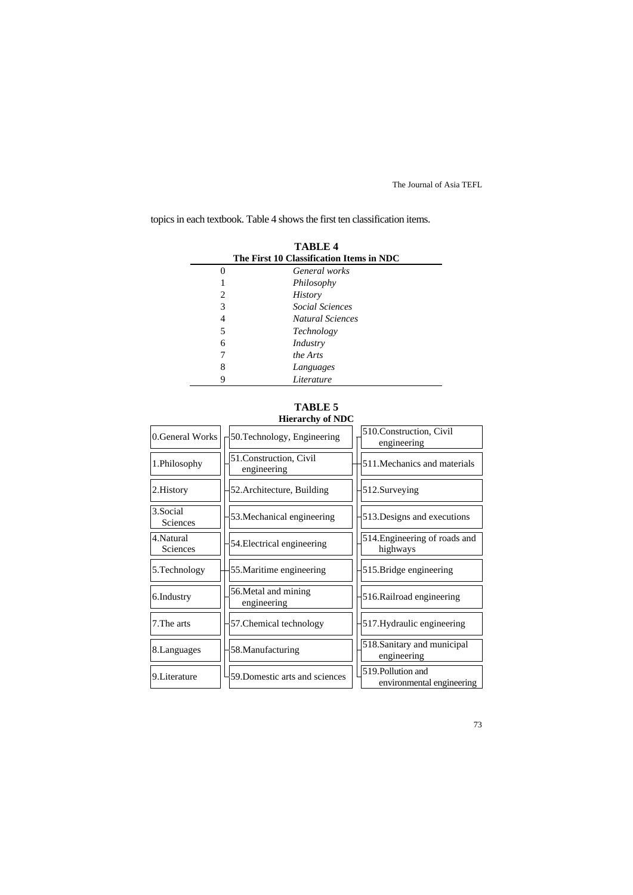topics in each textbook. Table 4 shows the first ten classification items.

**TABLE 4**
**The First 10 Classification Items in NDC**

| | |
|---|---|
| 0 | *General works* |
| 1 | *Philosophy* |
| 2 | *History* |
| 3 | *Social Sciences* |
| 4 | *Natural Sciences* |
| 5 | *Technology* |
| 6 | *Industry* |
| 7 | *the Arts* |
| 8 | *Languages* |
| 9 | *Literature* |

**TABLE 5**
**Hierarchy of NDC**

| | | |
|---|---|---|
| 0.General Works | 50.Technology, Engineering | 510.Construction, Civil engineering |
| 1.Philosophy | 51.Construction, Civil engineering | 511.Mechanics and materials |
| 2.History | 52.Architecture, Building | 512.Surveying |
| 3.Social Sciences | 53.Mechanical engineering | 513.Designs and executions |
| 4.Natural Sciences | 54.Electrical engineering | 514.Engineering of roads and highways |
| 5.Technology | 55.Maritime engineering | 515.Bridge engineering |
| 6.Industry | 56.Metal and mining engineering | 516.Railroad engineering |
| 7.The arts | 57.Chemical technology | 517.Hydraulic engineering |
| 8.Languages | 58.Manufacturing | 518.Sanitary and municipal engineering |
| 9.Literature | 59.Domestic arts and sciences | 519.Pollution and environmental engineering |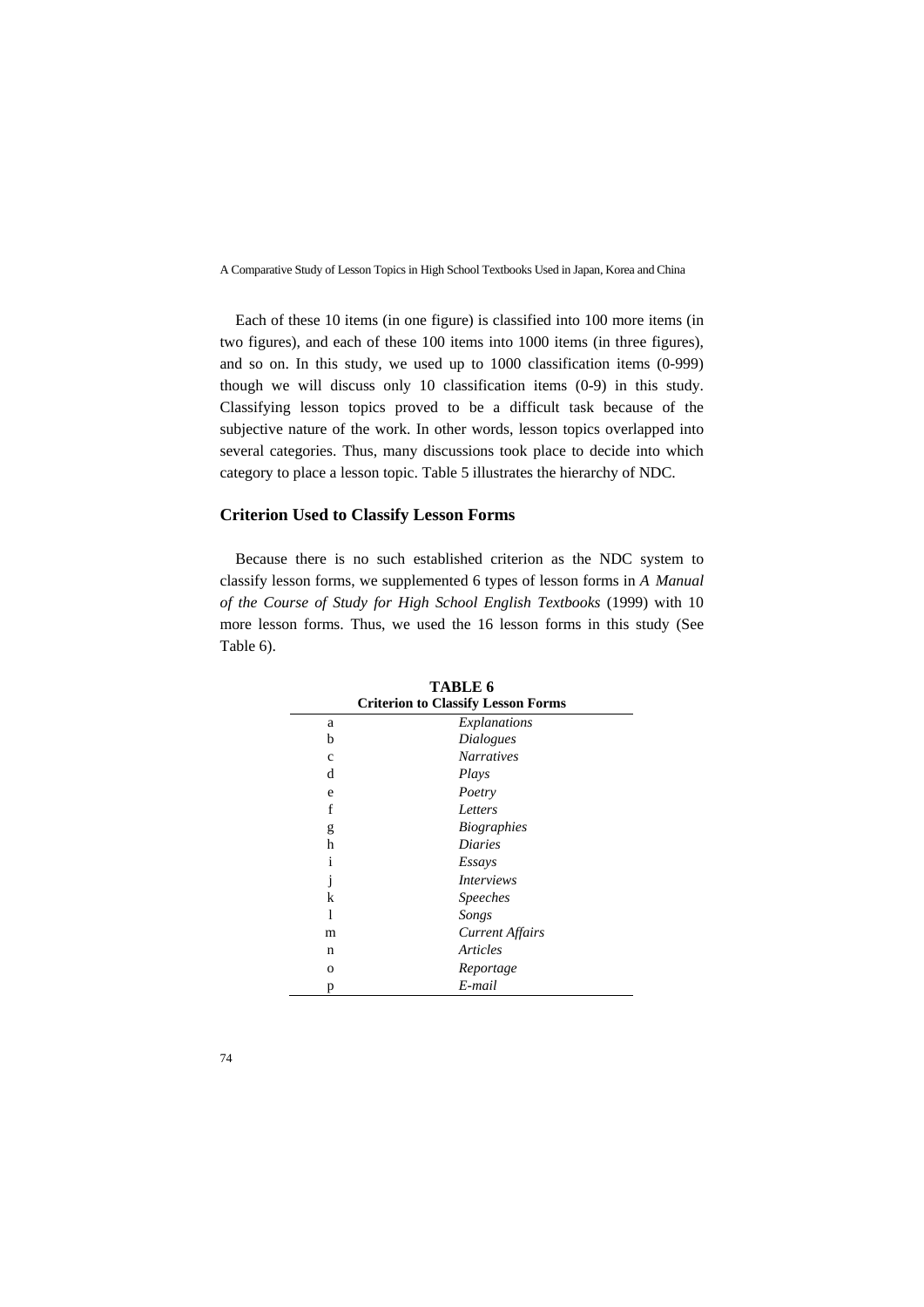Each of these 10 items (in one figure) is classified into 100 more items (in two figures), and each of these 100 items into 1000 items (in three figures), and so on. In this study, we used up to 1000 classification items (0-999) though we will discuss only 10 classification items (0-9) in this study. Classifying lesson topics proved to be a difficult task because of the subjective nature of the work. In other words, lesson topics overlapped into several categories. Thus, many discussions took place to decide into which category to place a lesson topic. Table 5 illustrates the hierarchy of NDC.

## Criterion Used to Classify Lesson Forms

Because there is no such established criterion as the NDC system to classify lesson forms, we supplemented 6 types of lesson forms in *A Manual of the Course of Study for High School English Textbooks* (1999) with 10 more lesson forms. Thus, we used the 16 lesson forms in this study (See Table 6).

**TABLE 6**
**Criterion to Classify Lesson Forms**

| | |
|---|---|
| a | *Explanations* |
| b | *Dialogues* |
| c | *Narratives* |
| d | *Plays* |
| e | *Poetry* |
| f | *Letters* |
| g | *Biographies* |
| h | *Diaries* |
| i | *Essays* |
| j | *Interviews* |
| k | *Speeches* |
| l | *Songs* |
| m | *Current Affairs* |
| n | *Articles* |
| o | *Reportage* |
| p | *E-mail* |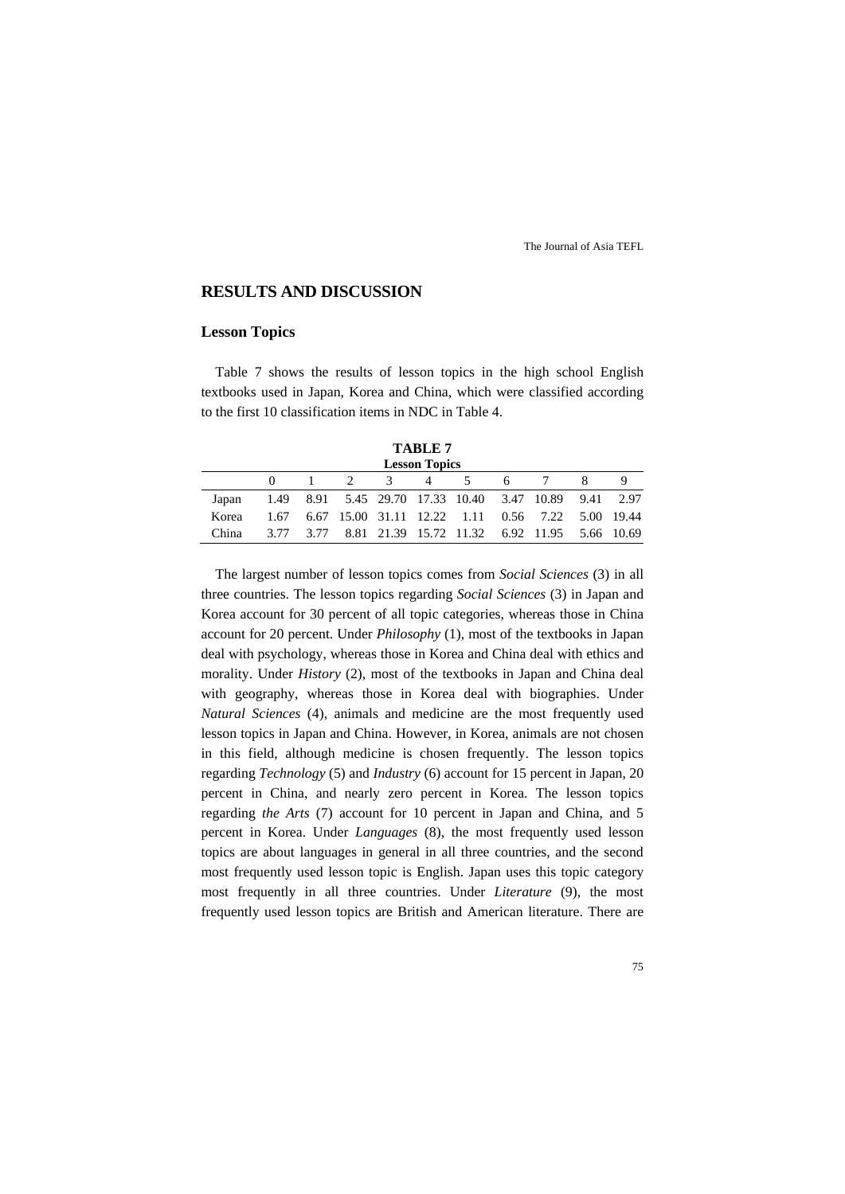## RESULTS AND DISCUSSION

### Lesson Topics

Table 7 shows the results of lesson topics in the high school English textbooks used in Japan, Korea and China, which were classified according to the first 10 classification items in NDC in Table 4.

**TABLE 7**
**Lesson Topics**

| | 0 | 1 | 2 | 3 | 4 | 5 | 6 | 7 | 8 | 9 |
|---|---|---|---|---|---|---|---|---|---|---|
| Japan | 1.49 | 8.91 | 5.45 | 29.70 | 17.33 | 10.40 | 3.47 | 10.89 | 9.41 | 2.97 |
| Korea | 1.67 | 6.67 | 15.00 | 31.11 | 12.22 | 1.11 | 0.56 | 7.22 | 5.00 | 19.44 |
| China | 3.77 | 3.77 | 8.81 | 21.39 | 15.72 | 11.32 | 6.92 | 11.95 | 5.66 | 10.69 |

The largest number of lesson topics comes from *Social Sciences* (3) in all three countries. The lesson topics regarding *Social Sciences* (3) in Japan and Korea account for 30 percent of all topic categories, whereas those in China account for 20 percent. Under *Philosophy* (1), most of the textbooks in Japan deal with psychology, whereas those in Korea and China deal with ethics and morality. Under *History* (2), most of the textbooks in Japan and China deal with geography, whereas those in Korea deal with biographies. Under *Natural Sciences* (4), animals and medicine are the most frequently used lesson topics in Japan and China. However, in Korea, animals are not chosen in this field, although medicine is chosen frequently. The lesson topics regarding *Technology* (5) and *Industry* (6) account for 15 percent in Japan, 20 percent in China, and nearly zero percent in Korea. The lesson topics regarding *the Arts* (7) account for 10 percent in Japan and China, and 5 percent in Korea. Under *Languages* (8), the most frequently used lesson topics are about languages in general in all three countries, and the second most frequently used lesson topic is English. Japan uses this topic category most frequently in all three countries. Under *Literature* (9), the most frequently used lesson topics are British and American literature. There are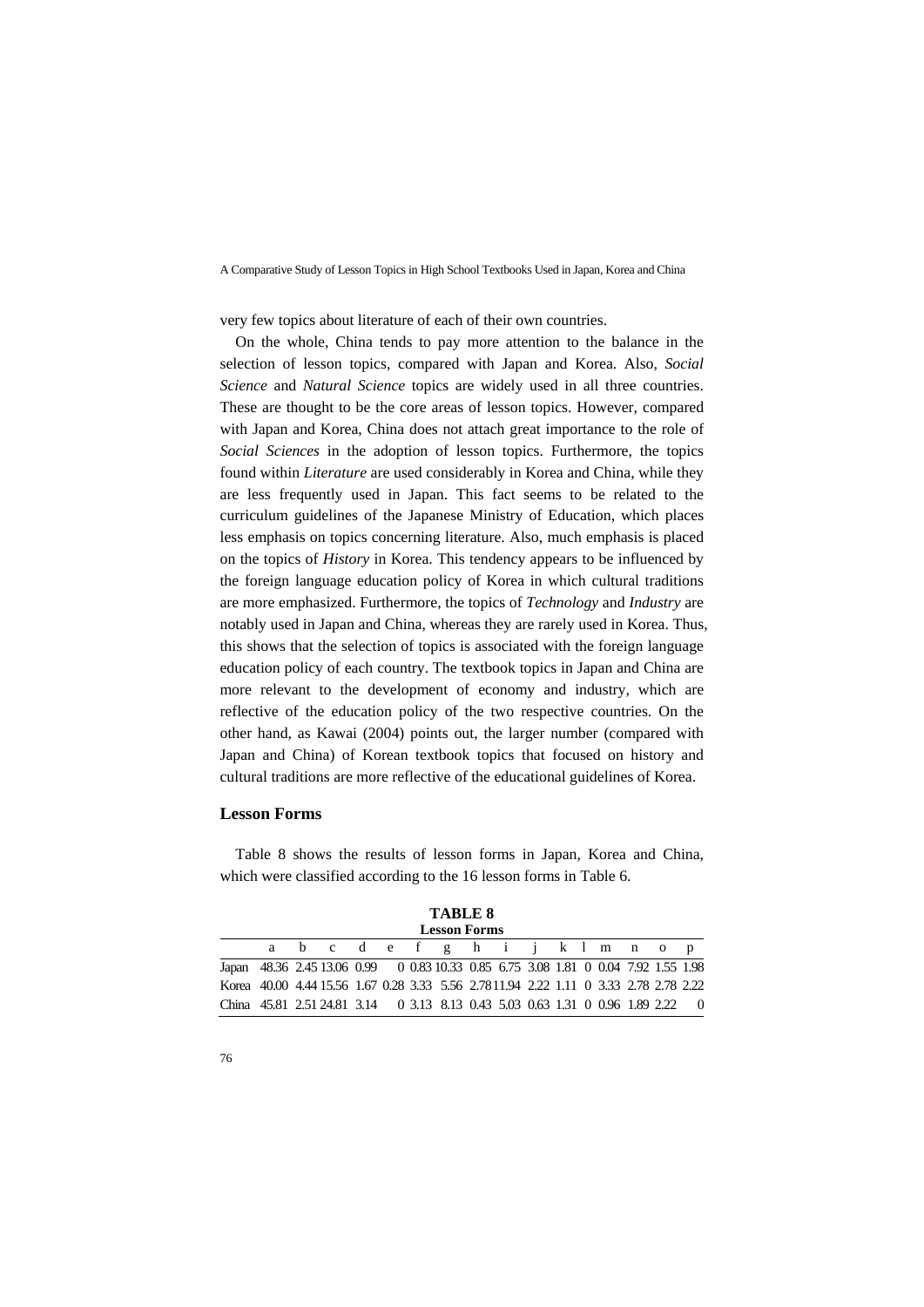very few topics about literature of each of their own countries.

On the whole, China tends to pay more attention to the balance in the selection of lesson topics, compared with Japan and Korea. Also, *Social Science* and *Natural Science* topics are widely used in all three countries. These are thought to be the core areas of lesson topics. However, compared with Japan and Korea, China does not attach great importance to the role of *Social Sciences* in the adoption of lesson topics. Furthermore, the topics found within *Literature* are used considerably in Korea and China, while they are less frequently used in Japan. This fact seems to be related to the curriculum guidelines of the Japanese Ministry of Education, which places less emphasis on topics concerning literature. Also, much emphasis is placed on the topics of *History* in Korea. This tendency appears to be influenced by the foreign language education policy of Korea in which cultural traditions are more emphasized. Furthermore, the topics of *Technology* and *Industry* are notably used in Japan and China, whereas they are rarely used in Korea. Thus, this shows that the selection of topics is associated with the foreign language education policy of each country. The textbook topics in Japan and China are more relevant to the development of economy and industry, which are reflective of the education policy of the two respective countries. On the other hand, as Kawai (2004) points out, the larger number (compared with Japan and China) of Korean textbook topics that focused on history and cultural traditions are more reflective of the educational guidelines of Korea.

## Lesson Forms

Table 8 shows the results of lesson forms in Japan, Korea and China, which were classified according to the 16 lesson forms in Table 6.

**TABLE 8**
**Lesson Forms**

| | a | b | c | d | e | f | g | h | i | j | k | l | m | n | o | p |
|---|---|---|---|---|---|---|---|---|---|---|---|---|---|---|---|---|
| Japan | 48.36 | 2.45 | 13.06 | 0.99 | 0 | 0.83 | 10.33 | 0.85 | 6.75 | 3.08 | 1.81 | 0 | 0.04 | 7.92 | 1.55 | 1.98 |
| Korea | 40.00 | 4.44 | 15.56 | 1.67 | 0.28 | 3.33 | 5.56 | 2.78 | 11.94 | 2.22 | 1.11 | 0 | 3.33 | 2.78 | 2.78 | 2.22 |
| China | 45.81 | 2.51 | 24.81 | 3.14 | 0 | 3.13 | 8.13 | 0.43 | 5.03 | 0.63 | 1.31 | 0 | 0.96 | 1.89 | 2.22 | 0 |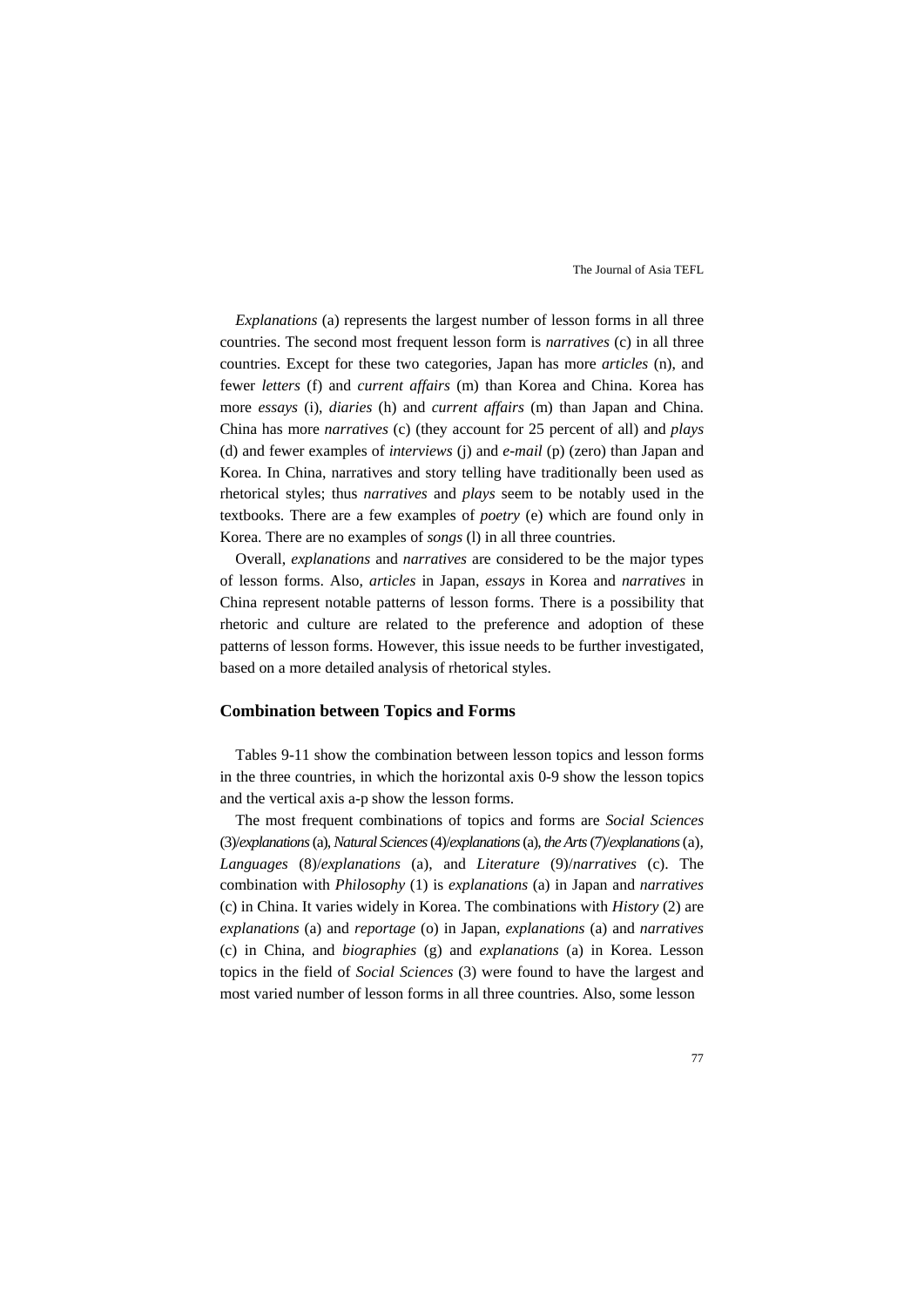*Explanations* (a) represents the largest number of lesson forms in all three countries. The second most frequent lesson form is *narratives* (c) in all three countries. Except for these two categories, Japan has more *articles* (n), and fewer *letters* (f) and *current affairs* (m) than Korea and China. Korea has more *essays* (i), *diaries* (h) and *current affairs* (m) than Japan and China. China has more *narratives* (c) (they account for 25 percent of all) and *plays* (d) and fewer examples of *interviews* (j) and *e-mail* (p) (zero) than Japan and Korea. In China, narratives and story telling have traditionally been used as rhetorical styles; thus *narratives* and *plays* seem to be notably used in the textbooks. There are a few examples of *poetry* (e) which are found only in Korea. There are no examples of *songs* (l) in all three countries.

Overall, *explanations* and *narratives* are considered to be the major types of lesson forms. Also, *articles* in Japan, *essays* in Korea and *narratives* in China represent notable patterns of lesson forms. There is a possibility that rhetoric and culture are related to the preference and adoption of these patterns of lesson forms. However, this issue needs to be further investigated, based on a more detailed analysis of rhetorical styles.

## Combination between Topics and Forms

Tables 9-11 show the combination between lesson topics and lesson forms in the three countries, in which the horizontal axis 0-9 show the lesson topics and the vertical axis a-p show the lesson forms.

The most frequent combinations of topics and forms are *Social Sciences* (3)/*explanations* (a), *Natural Sciences* (4)/*explanations* (a), *the Arts* (7)/*explanations* (a), *Languages* (8)/*explanations* (a), and *Literature* (9)/*narratives* (c). The combination with *Philosophy* (1) is *explanations* (a) in Japan and *narratives* (c) in China. It varies widely in Korea. The combinations with *History* (2) are *explanations* (a) and *reportage* (o) in Japan, *explanations* (a) and *narratives* (c) in China, and *biographies* (g) and *explanations* (a) in Korea. Lesson topics in the field of *Social Sciences* (3) were found to have the largest and most varied number of lesson forms in all three countries. Also, some lesson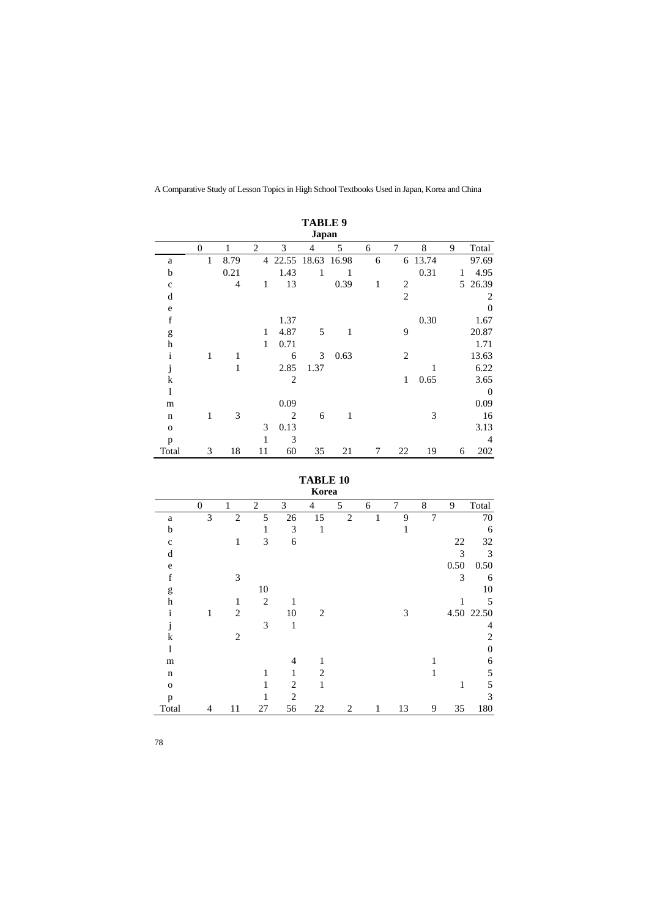**TABLE 9**
**Japan**

| | 0 | 1 | 2 | 3 | 4 | 5 | 6 | 7 | 8 | 9 | Total |
|---|---|---|---|---|---|---|---|---|---|---|---|
| a | 1 | 8.79 | 4 | 22.55 | 18.63 | 16.98 | 6 | 6 | 13.74 | | 97.69 |
| b | | 0.21 | | 1.43 | 1 | 1 | | | 0.31 | 1 | 4.95 |
| c | | 4 | 1 | 13 | | 0.39 | 1 | 2 | | 5 | 26.39 |
| d | | | | | | | | 2 | | | 2 |
| e | | | | | | | | | | | 0 |
| f | | | | 1.37 | | | | | 0.30 | | 1.67 |
| g | | | 1 | 4.87 | 5 | 1 | | 9 | | | 20.87 |
| h | | | 1 | 0.71 | | | | | | | 1.71 |
| i | 1 | 1 | | 6 | 3 | 0.63 | | 2 | | | 13.63 |
| j | | 1 | | 2.85 | 1.37 | | | | 1 | | 6.22 |
| k | | | | 2 | | | | 1 | 0.65 | | 3.65 |
| l | | | | | | | | | | | 0 |
| m | | | | 0.09 | | | | | | | 0.09 |
| n | 1 | 3 | | 2 | 6 | 1 | | | 3 | | 16 |
| o | | | 3 | 0.13 | | | | | | | 3.13 |
| p | | | 1 | 3 | | | | | | | 4 |
| Total | 3 | 18 | 11 | 60 | 35 | 21 | 7 | 22 | 19 | 6 | 202 |

**TABLE 10**
**Korea**

| | 0 | 1 | 2 | 3 | 4 | 5 | 6 | 7 | 8 | 9 | Total |
|---|---|---|---|---|---|---|---|---|---|---|---|
| a | 3 | 2 | 5 | 26 | 15 | 2 | 1 | 9 | 7 | | 70 |
| b | | | 1 | 3 | 1 | | | 1 | | | 6 |
| c | | 1 | 3 | 6 | | | | | | 22 | 32 |
| d | | | | | | | | | | 3 | 3 |
| e | | | | | | | | | | 0.50 | 0.50 |
| f | | 3 | | | | | | | | 3 | 6 |
| g | | | 10 | | | | | | | | 10 |
| h | | 1 | 2 | 1 | | | | | | 1 | 5 |
| i | 1 | 2 | | 10 | 2 | | | 3 | | 4.50 | 22.50 |
| j | | | 3 | 1 | | | | | | | 4 |
| k | | 2 | | | | | | | | | 2 |
| l | | | | | | | | | | | 0 |
| m | | | | 4 | 1 | | | | 1 | | 6 |
| n | | | 1 | 1 | 2 | | | | 1 | | 5 |
| o | | | 1 | 2 | 1 | | | | | 1 | 5 |
| p | | | 1 | 2 | | | | | | | 3 |
| Total | 4 | 11 | 27 | 56 | 22 | 2 | 1 | 13 | 9 | 35 | 180 |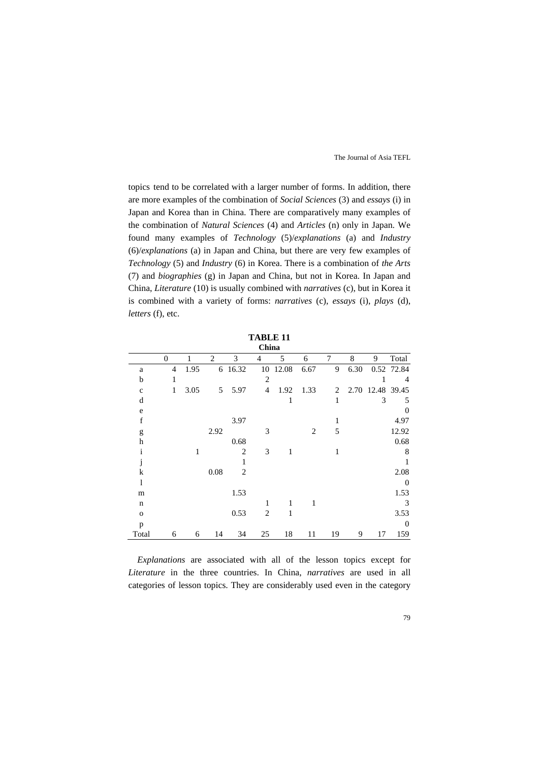topics tend to be correlated with a larger number of forms. In addition, there are more examples of the combination of *Social Sciences* (3) and *essays* (i) in Japan and Korea than in China. There are comparatively many examples of the combination of *Natural Sciences* (4) and *Articles* (n) only in Japan. We found many examples of *Technology* (5)/*explanations* (a) and *Industry* (6)/*explanations* (a) in Japan and China, but there are very few examples of *Technology* (5) and *Industry* (6) in Korea. There is a combination of *the Arts* (7) and *biographies* (g) in Japan and China, but not in Korea. In Japan and China, *Literature* (10) is usually combined with *narratives* (c), but in Korea it is combined with a variety of forms: *narratives* (c), *essays* (i), *plays* (d), *letters* (f), etc.

**TABLE 11**
**China**

| | 0 | 1 | 2 | 3 | 4 | 5 | 6 | 7 | 8 | 9 | Total |
|---|---|---|---|---|---|---|---|---|---|---|---|
| a | 4 | 1.95 | 6 | 16.32 | 10 | 12.08 | 6.67 | 9 | 6.30 | 0.52 | 72.84 |
| b | 1 | | | | 2 | | | | | 1 | 4 |
| c | 1 | 3.05 | 5 | 5.97 | 4 | 1.92 | 1.33 | 2 | 2.70 | 12.48 | 39.45 |
| d | | | | | | 1 | | 1 | | 3 | 5 |
| e | | | | | | | | | | | 0 |
| f | | | | 3.97 | | | | 1 | | | 4.97 |
| g | | | 2.92 | | 3 | | 2 | 5 | | | 12.92 |
| h | | | | 0.68 | | | | | | | 0.68 |
| i | | 1 | | 2 | 3 | 1 | | 1 | | | 8 |
| j | | | | 1 | | | | | | | 1 |
| k | | | 0.08 | 2 | | | | | | | 2.08 |
| l | | | | | | | | | | | 0 |
| m | | | | 1.53 | | | | | | | 1.53 |
| n | | | | | 1 | 1 | 1 | | | | 3 |
| o | | | | 0.53 | 2 | 1 | | | | | 3.53 |
| p | | | | | | | | | | | 0 |
| Total | 6 | 6 | 14 | 34 | 25 | 18 | 11 | 19 | 9 | 17 | 159 |

*Explanations* are associated with all of the lesson topics except for *Literature* in the three countries. In China, *narratives* are used in all categories of lesson topics. They are considerably used even in the category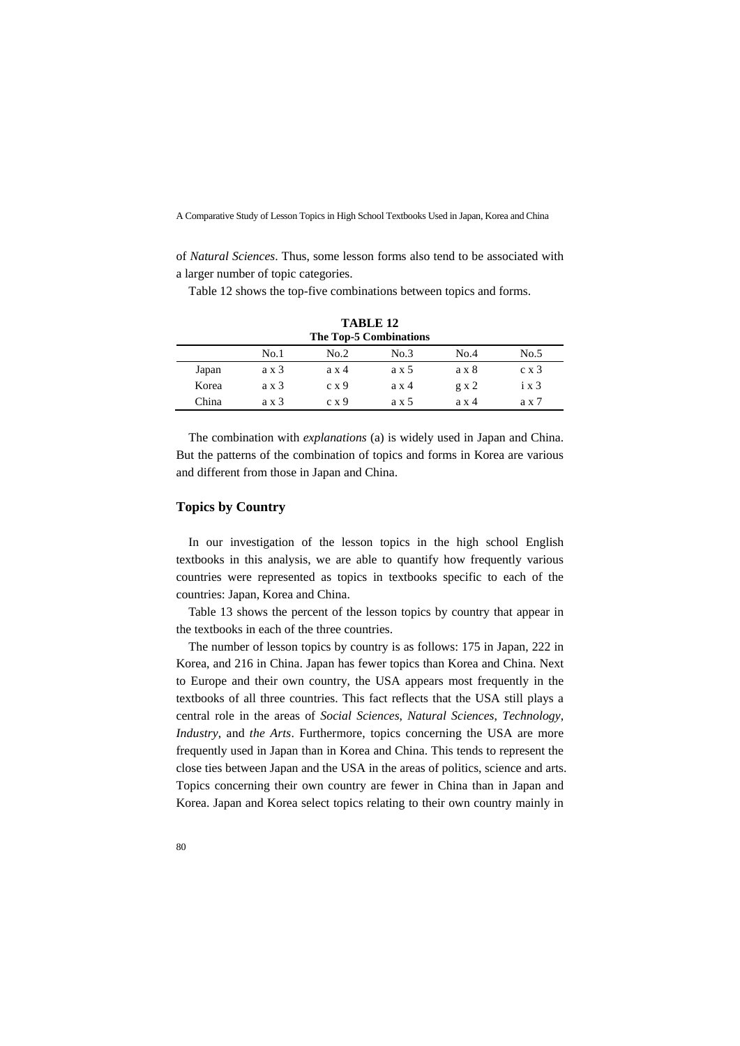of *Natural Sciences*. Thus, some lesson forms also tend to be associated with a larger number of topic categories.

Table 12 shows the top-five combinations between topics and forms.

**TABLE 12**
**The Top-5 Combinations**

| | No.1 | No.2 | No.3 | No.4 | No.5 |
|---|---|---|---|---|---|
| Japan | a x 3 | a x 4 | a x 5 | a x 8 | c x 3 |
| Korea | a x 3 | c x 9 | a x 4 | g x 2 | i x 3 |
| China | a x 3 | c x 9 | a x 5 | a x 4 | a x 7 |

The combination with *explanations* (a) is widely used in Japan and China. But the patterns of the combination of topics and forms in Korea are various and different from those in Japan and China.

## Topics by Country

In our investigation of the lesson topics in the high school English textbooks in this analysis, we are able to quantify how frequently various countries were represented as topics in textbooks specific to each of the countries: Japan, Korea and China.

Table 13 shows the percent of the lesson topics by country that appear in the textbooks in each of the three countries.

The number of lesson topics by country is as follows: 175 in Japan, 222 in Korea, and 216 in China. Japan has fewer topics than Korea and China. Next to Europe and their own country, the USA appears most frequently in the textbooks of all three countries. This fact reflects that the USA still plays a central role in the areas of *Social Sciences*, *Natural Sciences*, *Technology*, *Industry*, and *the Arts*. Furthermore, topics concerning the USA are more frequently used in Japan than in Korea and China. This tends to represent the close ties between Japan and the USA in the areas of politics, science and arts. Topics concerning their own country are fewer in China than in Japan and Korea. Japan and Korea select topics relating to their own country mainly in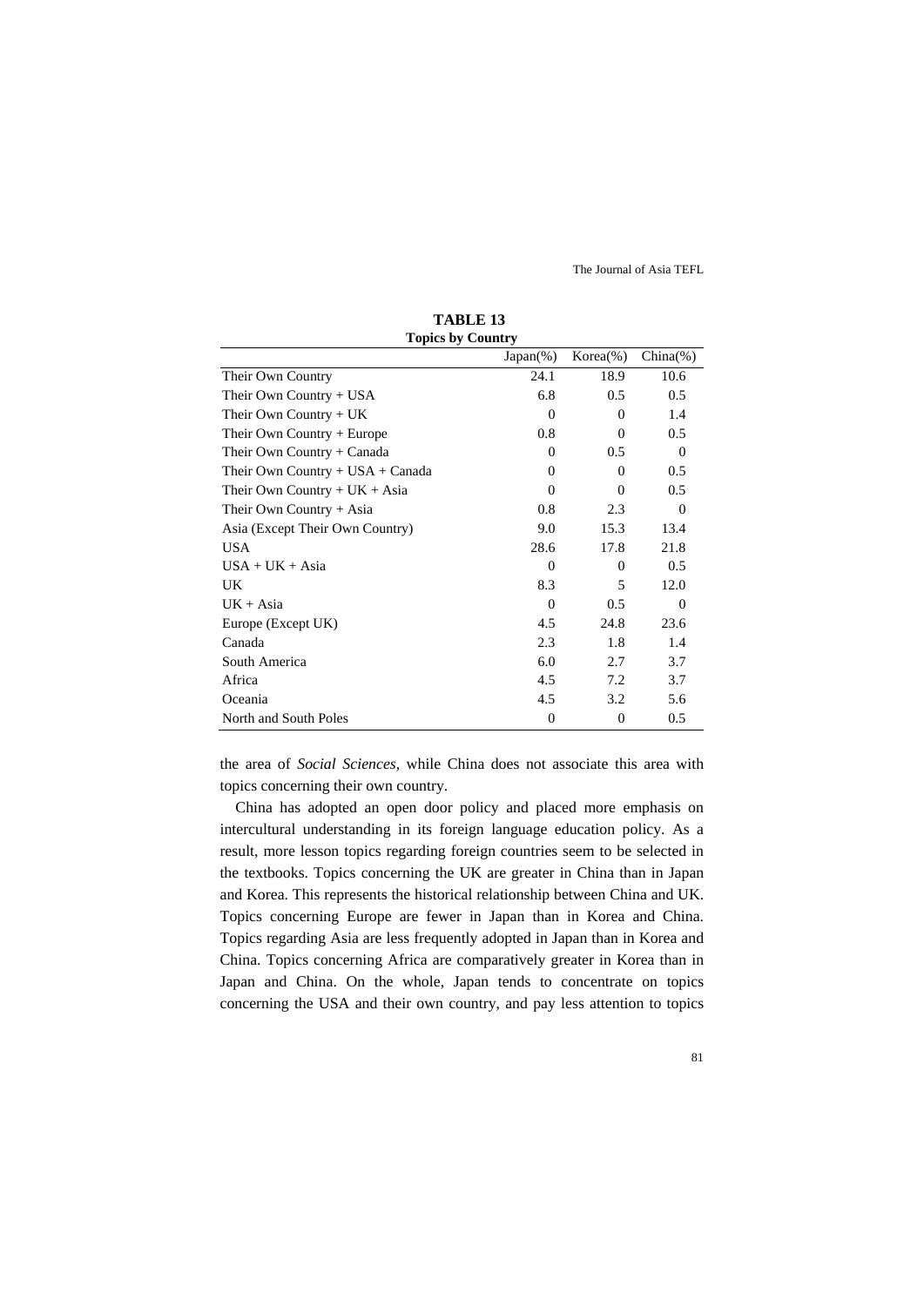**TABLE 13**
**Topics by Country**

| | Japan(%) | Korea(%) | China(%) |
|---|---|---|---|
| Their Own Country | 24.1 | 18.9 | 10.6 |
| Their Own Country + USA | 6.8 | 0.5 | 0.5 |
| Their Own Country + UK | 0 | 0 | 1.4 |
| Their Own Country + Europe | 0.8 | 0 | 0.5 |
| Their Own Country + Canada | 0 | 0.5 | 0 |
| Their Own Country + USA + Canada | 0 | 0 | 0.5 |
| Their Own Country + UK + Asia | 0 | 0 | 0.5 |
| Their Own Country + Asia | 0.8 | 2.3 | 0 |
| Asia (Except Their Own Country) | 9.0 | 15.3 | 13.4 |
| USA | 28.6 | 17.8 | 21.8 |
| USA + UK + Asia | 0 | 0 | 0.5 |
| UK | 8.3 | 5 | 12.0 |
| UK + Asia | 0 | 0.5 | 0 |
| Europe (Except UK) | 4.5 | 24.8 | 23.6 |
| Canada | 2.3 | 1.8 | 1.4 |
| South America | 6.0 | 2.7 | 3.7 |
| Africa | 4.5 | 7.2 | 3.7 |
| Oceania | 4.5 | 3.2 | 5.6 |
| North and South Poles | 0 | 0 | 0.5 |

the area of *Social Sciences,* while China does not associate this area with topics concerning their own country.

China has adopted an open door policy and placed more emphasis on intercultural understanding in its foreign language education policy. As a result, more lesson topics regarding foreign countries seem to be selected in the textbooks. Topics concerning the UK are greater in China than in Japan and Korea. This represents the historical relationship between China and UK. Topics concerning Europe are fewer in Japan than in Korea and China. Topics regarding Asia are less frequently adopted in Japan than in Korea and China. Topics concerning Africa are comparatively greater in Korea than in Japan and China. On the whole, Japan tends to concentrate on topics concerning the USA and their own country, and pay less attention to topics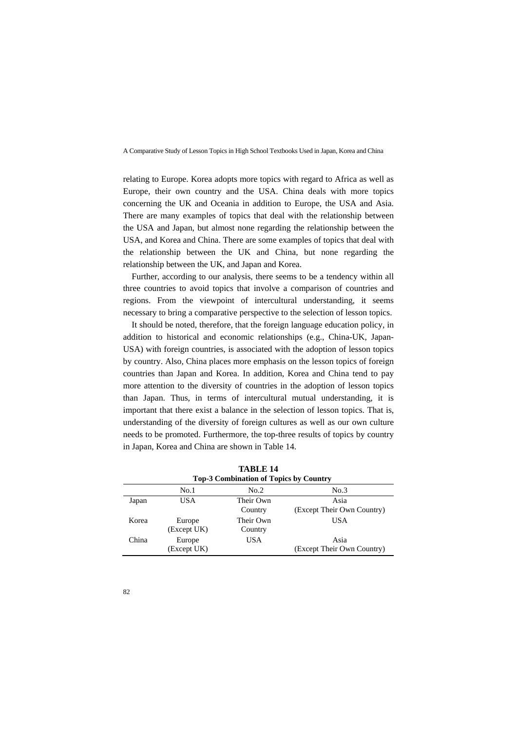relating to Europe. Korea adopts more topics with regard to Africa as well as Europe, their own country and the USA. China deals with more topics concerning the UK and Oceania in addition to Europe, the USA and Asia. There are many examples of topics that deal with the relationship between the USA and Japan, but almost none regarding the relationship between the USA, and Korea and China. There are some examples of topics that deal with the relationship between the UK and China, but none regarding the relationship between the UK, and Japan and Korea.

Further, according to our analysis, there seems to be a tendency within all three countries to avoid topics that involve a comparison of countries and regions. From the viewpoint of intercultural understanding, it seems necessary to bring a comparative perspective to the selection of lesson topics.

It should be noted, therefore, that the foreign language education policy, in addition to historical and economic relationships (e.g., China-UK, Japan-USA) with foreign countries, is associated with the adoption of lesson topics by country. Also, China places more emphasis on the lesson topics of foreign countries than Japan and Korea. In addition, Korea and China tend to pay more attention to the diversity of countries in the adoption of lesson topics than Japan. Thus, in terms of intercultural mutual understanding, it is important that there exist a balance in the selection of lesson topics. That is, understanding of the diversity of foreign cultures as well as our own culture needs to be promoted. Furthermore, the top-three results of topics by country in Japan, Korea and China are shown in Table 14.

**TABLE 14**
**Top-3 Combination of Topics by Country**

| | No.1 | No.2 | No.3 |
|---|---|---|---|
| Japan | USA | Their Own Country | Asia (Except Their Own Country) |
| Korea | Europe (Except UK) | Their Own Country | USA |
| China | Europe (Except UK) | USA | Asia (Except Their Own Country) |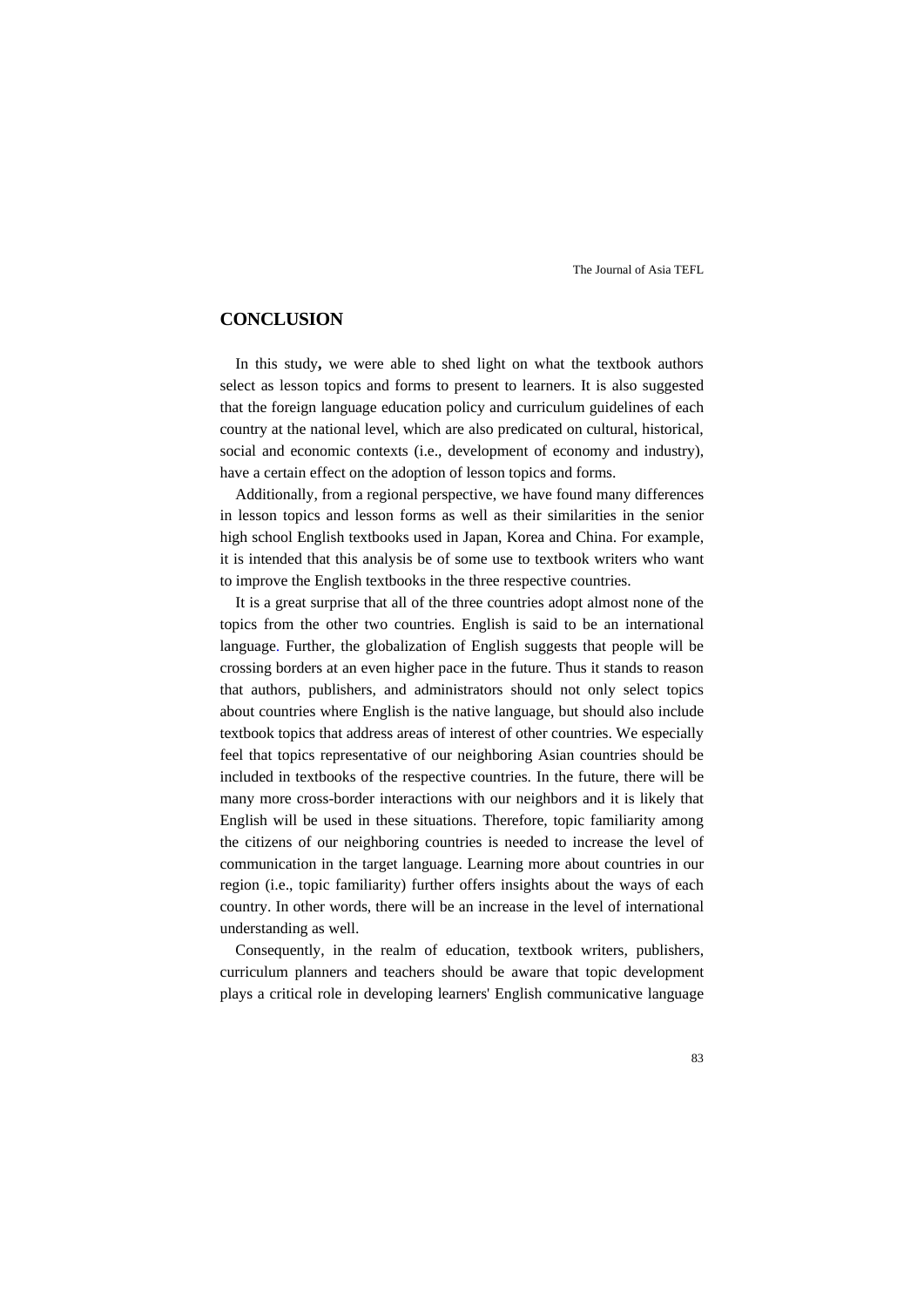## CONCLUSION

In this study, we were able to shed light on what the textbook authors select as lesson topics and forms to present to learners. It is also suggested that the foreign language education policy and curriculum guidelines of each country at the national level, which are also predicated on cultural, historical, social and economic contexts (i.e., development of economy and industry), have a certain effect on the adoption of lesson topics and forms.

Additionally, from a regional perspective, we have found many differences in lesson topics and lesson forms as well as their similarities in the senior high school English textbooks used in Japan, Korea and China. For example, it is intended that this analysis be of some use to textbook writers who want to improve the English textbooks in the three respective countries.

It is a great surprise that all of the three countries adopt almost none of the topics from the other two countries. English is said to be an international language. Further, the globalization of English suggests that people will be crossing borders at an even higher pace in the future. Thus it stands to reason that authors, publishers, and administrators should not only select topics about countries where English is the native language, but should also include textbook topics that address areas of interest of other countries. We especially feel that topics representative of our neighboring Asian countries should be included in textbooks of the respective countries. In the future, there will be many more cross-border interactions with our neighbors and it is likely that English will be used in these situations. Therefore, topic familiarity among the citizens of our neighboring countries is needed to increase the level of communication in the target language. Learning more about countries in our region (i.e., topic familiarity) further offers insights about the ways of each country. In other words, there will be an increase in the level of international understanding as well.

Consequently, in the realm of education, textbook writers, publishers, curriculum planners and teachers should be aware that topic development plays a critical role in developing learners' English communicative language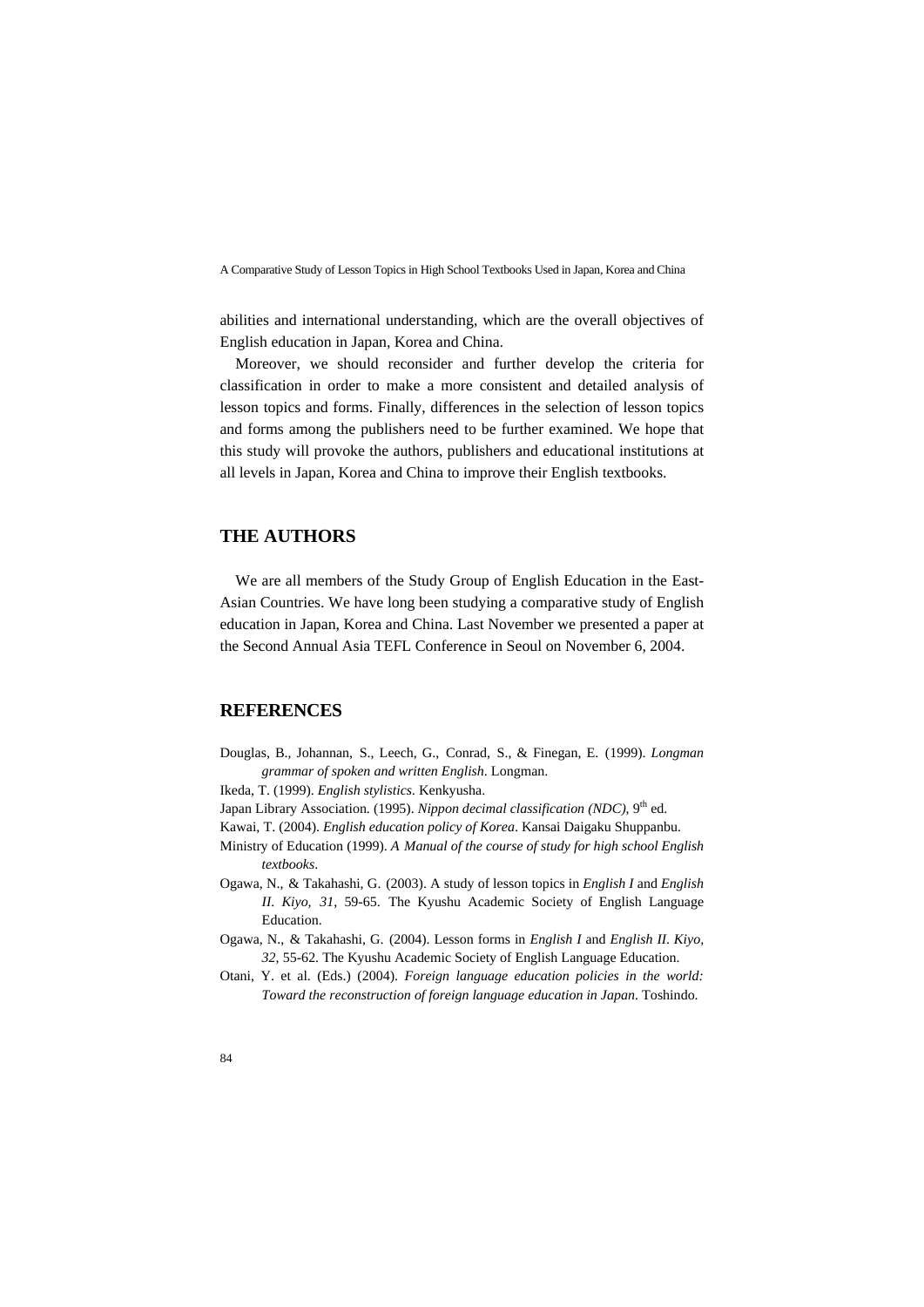abilities and international understanding, which are the overall objectives of English education in Japan, Korea and China.

Moreover, we should reconsider and further develop the criteria for classification in order to make a more consistent and detailed analysis of lesson topics and forms. Finally, differences in the selection of lesson topics and forms among the publishers need to be further examined. We hope that this study will provoke the authors, publishers and educational institutions at all levels in Japan, Korea and China to improve their English textbooks.

## THE AUTHORS

We are all members of the Study Group of English Education in the East-Asian Countries. We have long been studying a comparative study of English education in Japan, Korea and China. Last November we presented a paper at the Second Annual Asia TEFL Conference in Seoul on November 6, 2004.

## REFERENCES

Douglas, B., Johannan, S., Leech, G., Conrad, S., & Finegan, E. (1999). *Longman grammar of spoken and written English*. Longman.

Ikeda, T. (1999). *English stylistics*. Kenkyusha.

Japan Library Association. (1995). *Nippon decimal classification (NDC)*, 9th ed.

Kawai, T. (2004). *English education policy of Korea*. Kansai Daigaku Shuppanbu.

Ministry of Education (1999). *A Manual of the course of study for high school English textbooks*.

Ogawa, N., & Takahashi, G. (2003). A study of lesson topics in *English I* and *English II*. *Kiyo, 31*, 59-65. The Kyushu Academic Society of English Language Education.

Ogawa, N., & Takahashi, G. (2004). Lesson forms in *English I* and *English II*. *Kiyo, 32*, 55-62. The Kyushu Academic Society of English Language Education.

Otani, Y. et al. (Eds.) (2004). *Foreign language education policies in the world: Toward the reconstruction of foreign language education in Japan*. Toshindo.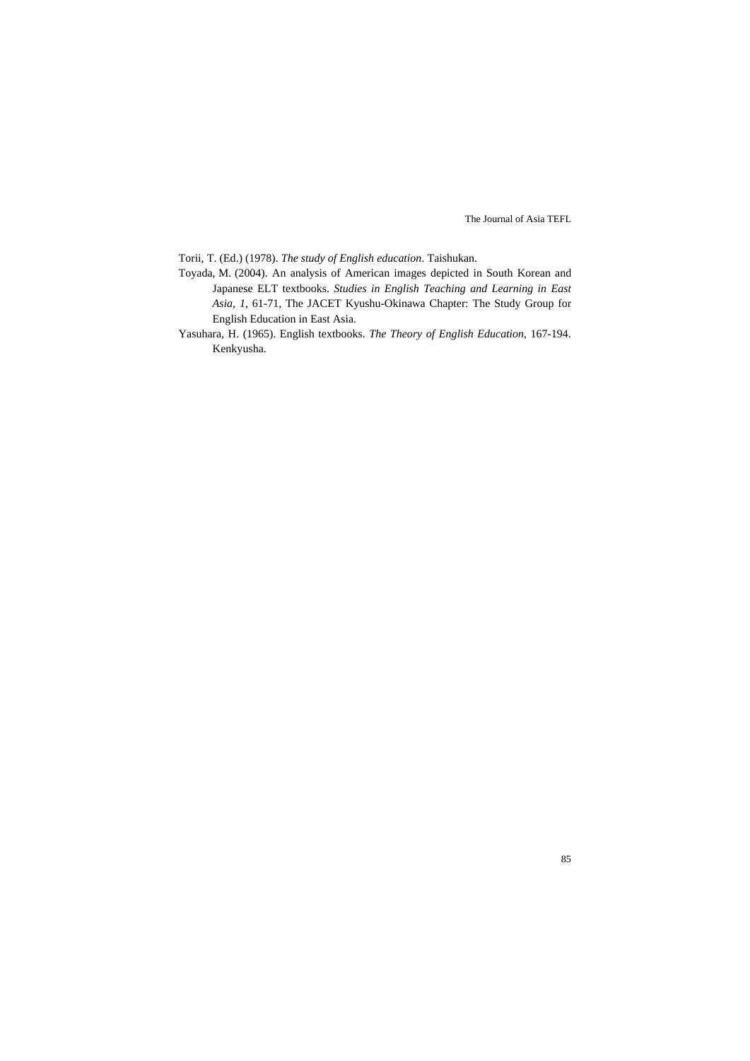Torii, T. (Ed.) (1978). *The study of English education*. Taishukan.

Toyada, M. (2004). An analysis of American images depicted in South Korean and Japanese ELT textbooks. *Studies in English Teaching and Learning in East Asia*, *1*, 61-71, The JACET Kyushu-Okinawa Chapter: The Study Group for English Education in East Asia.

Yasuhara, H. (1965). English textbooks. *The Theory of English Education*, 167-194. Kenkyusha.